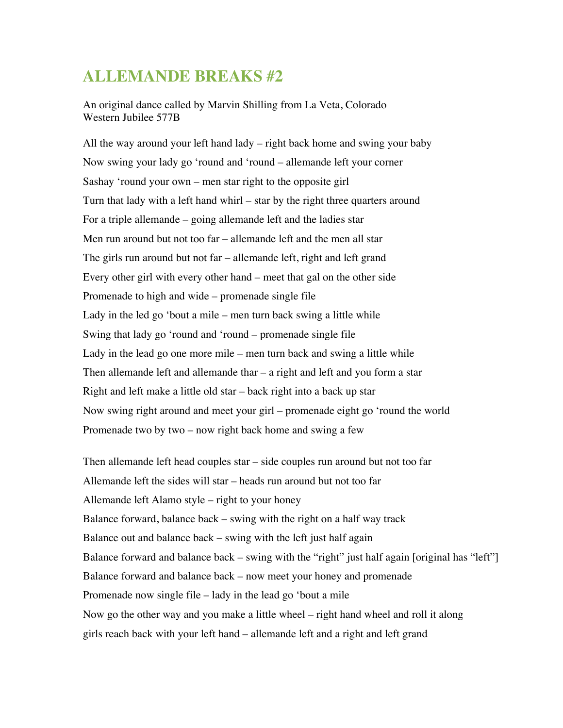# ALLEMANDE BREAKS #2

An original dance called by Marvin Shilling from La Veta, Colorado
Western Jubilee 577B

All the way around your left hand lady – right back home and swing your baby

Now swing your lady go 'round and 'round – allemande left your corner

Sashay 'round your own – men star right to the opposite girl

Turn that lady with a left hand whirl – star by the right three quarters around

For a triple allemande – going allemande left and the ladies star

Men run around but not too far – allemande left and the men all star

The girls run around but not far – allemande left, right and left grand

Every other girl with every other hand – meet that gal on the other side

Promenade to high and wide – promenade single file

Lady in the led go 'bout a mile – men turn back swing a little while

Swing that lady go 'round and 'round – promenade single file

Lady in the lead go one more mile – men turn back and swing a little while

Then allemande left and allemande thar – a right and left and you form a star

Right and left make a little old star – back right into a back up star

Now swing right around and meet your girl – promenade eight go 'round the world

Promenade two by two – now right back home and swing a few

Then allemande left head couples star – side couples run around but not too far

Allemande left the sides will star – heads run around but not too far

Allemande left Alamo style – right to your honey

Balance forward, balance back – swing with the right on a half way track

Balance out and balance back – swing with the left just half again

Balance forward and balance back – swing with the "right" just half again [original has "left"]

Balance forward and balance back – now meet your honey and promenade

Promenade now single file – lady in the lead go 'bout a mile

Now go the other way and you make a little wheel – right hand wheel and roll it along

girls reach back with your left hand – allemande left and a right and left grand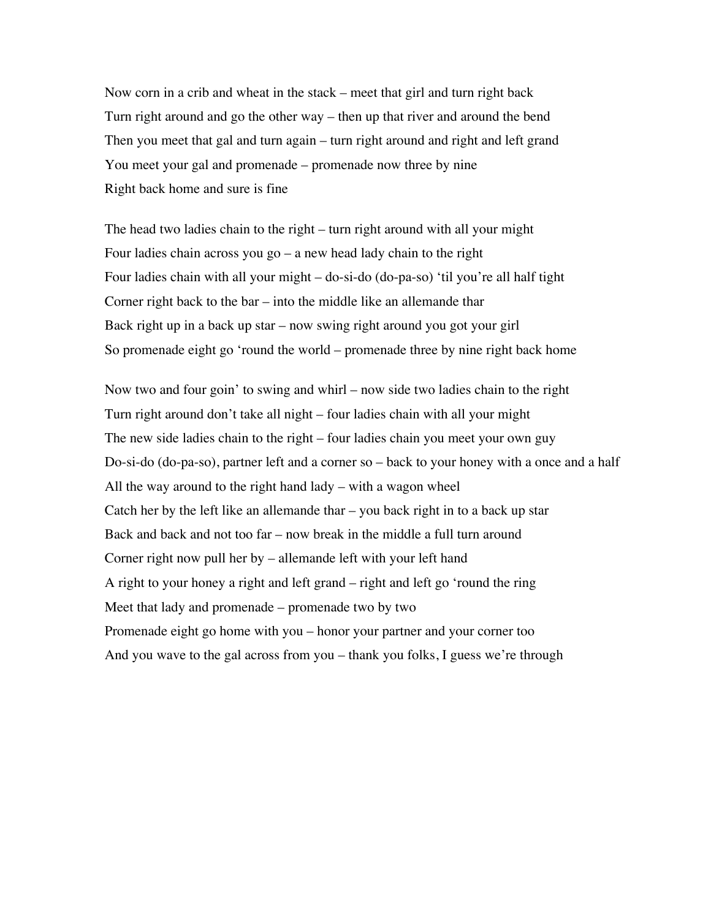Now corn in a crib and wheat in the stack – meet that girl and turn right back
Turn right around and go the other way – then up that river and around the bend
Then you meet that gal and turn again – turn right around and right and left grand
You meet your gal and promenade – promenade now three by nine
Right back home and sure is fine

The head two ladies chain to the right – turn right around with all your might
Four ladies chain across you go – a new head lady chain to the right
Four ladies chain with all your might – do-si-do (do-pa-so) 'til you're all half tight
Corner right back to the bar – into the middle like an allemande thar
Back right up in a back up star – now swing right around you got your girl
So promenade eight go 'round the world – promenade three by nine right back home

Now two and four goin' to swing and whirl – now side two ladies chain to the right
Turn right around don't take all night – four ladies chain with all your might
The new side ladies chain to the right – four ladies chain you meet your own guy
Do-si-do (do-pa-so), partner left and a corner so – back to your honey with a once and a half
All the way around to the right hand lady – with a wagon wheel
Catch her by the left like an allemande thar – you back right in to a back up star
Back and back and not too far – now break in the middle a full turn around
Corner right now pull her by – allemande left with your left hand
A right to your honey a right and left grand – right and left go 'round the ring
Meet that lady and promenade – promenade two by two
Promenade eight go home with you – honor your partner and your corner too
And you wave to the gal across from you – thank you folks, I guess we're through